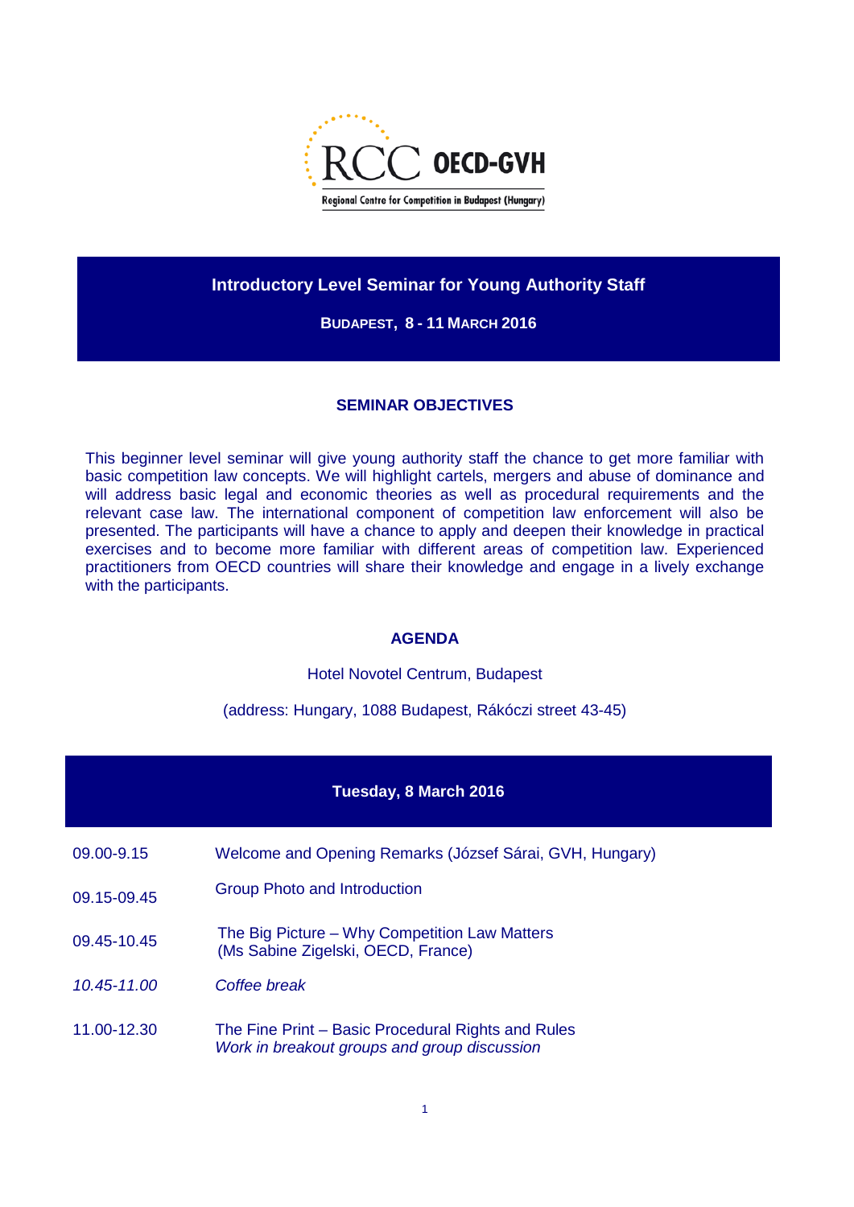RCC OECD-GVH

Regional Centre for Competition in Budapest (Hungary)

# Introductory Level Seminar for Young Authority Staff

**BUDAPEST, 8 - 11 MARCH 2016**

## SEMINAR OBJECTIVES

This beginner level seminar will give young authority staff the chance to get more familiar with basic competition law concepts. We will highlight cartels, mergers and abuse of dominance and will address basic legal and economic theories as well as procedural requirements and the relevant case law. The international component of competition law enforcement will also be presented. The participants will have a chance to apply and deepen their knowledge in practical exercises and to become more familiar with different areas of competition law. Experienced practitioners from OECD countries will share their knowledge and engage in a lively exchange with the participants.

## AGENDA

Hotel Novotel Centrum, Budapest

(address: Hungary, 1088 Budapest, Rákóczi street 43-45)

### Tuesday, 8 March 2016

| | |
|---|---|
| 09.00-9.15 | Welcome and Opening Remarks (József Sárai, GVH, Hungary) |
| 09.15-09.45 | Group Photo and Introduction |
| 09.45-10.45 | The Big Picture – Why Competition Law Matters<br>(Ms Sabine Zigelski, OECD, France) |
| *10.45-11.00* | *Coffee break* |
| 11.00-12.30 | The Fine Print – Basic Procedural Rights and Rules<br>*Work in breakout groups and group discussion* |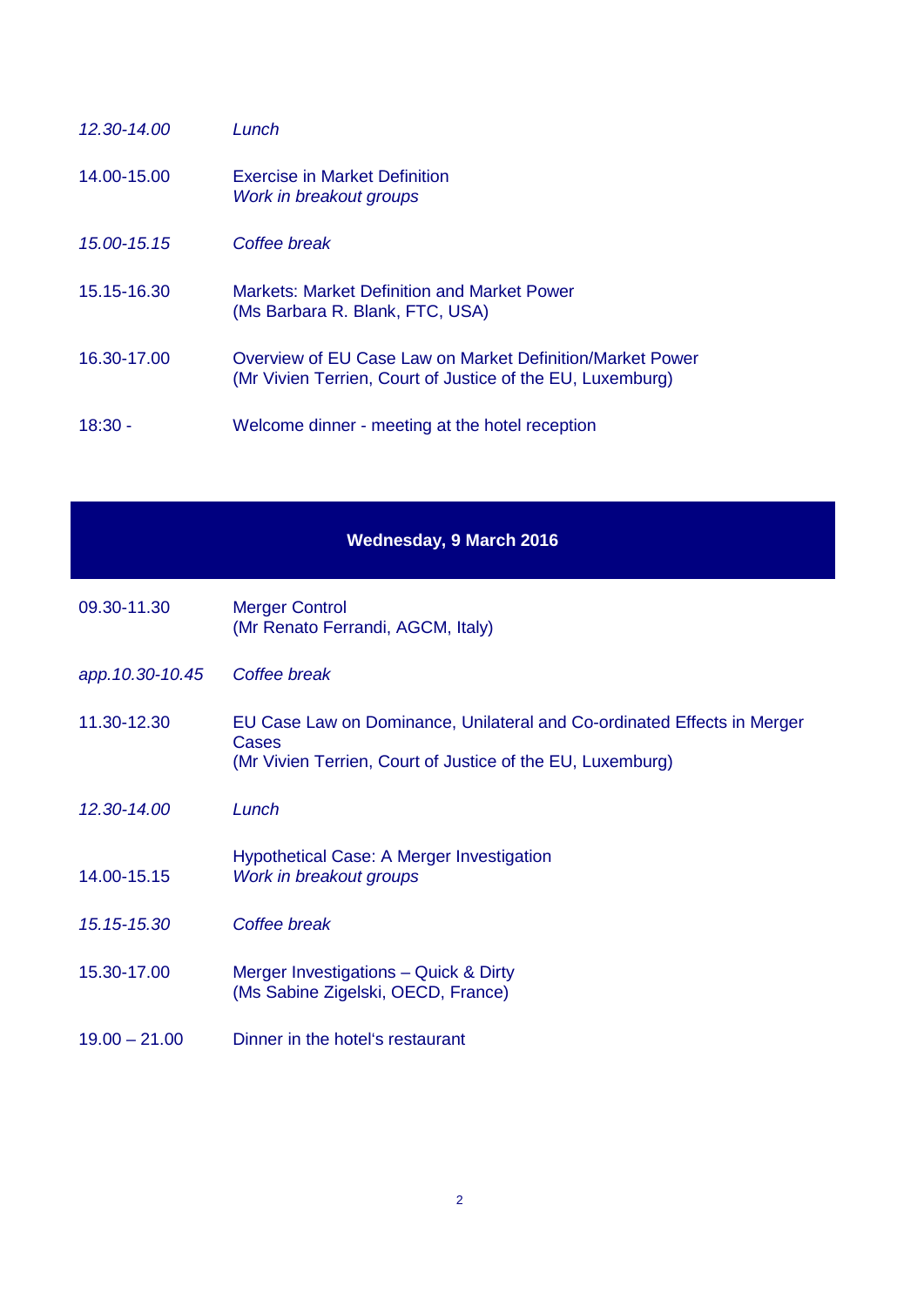| | |
|---|---|
| *12.30-14.00* | *Lunch* |
| 14.00-15.00 | Exercise in Market Definition<br>*Work in breakout groups* |
| *15.00-15.15* | *Coffee break* |
| 15.15-16.30 | Markets: Market Definition and Market Power<br>(Ms Barbara R. Blank, FTC, USA) |
| 16.30-17.00 | Overview of EU Case Law on Market Definition/Market Power<br>(Mr Vivien Terrien, Court of Justice of the EU, Luxemburg) |
| 18:30 - | Welcome dinner - meeting at the hotel reception |

## Wednesday, 9 March 2016

| | |
|---|---|
| 09.30-11.30 | Merger Control<br>(Mr Renato Ferrandi, AGCM, Italy) |
| *app.10.30-10.45* | *Coffee break* |
| 11.30-12.30 | EU Case Law on Dominance, Unilateral and Co-ordinated Effects in Merger Cases<br>(Mr Vivien Terrien, Court of Justice of the EU, Luxemburg) |
| *12.30-14.00* | *Lunch* |
| 14.00-15.15 | Hypothetical Case: A Merger Investigation<br>*Work in breakout groups* |
| *15.15-15.30* | *Coffee break* |
| 15.30-17.00 | Merger Investigations – Quick & Dirty<br>(Ms Sabine Zigelski, OECD, France) |
| 19.00 – 21.00 | Dinner in the hotel's restaurant |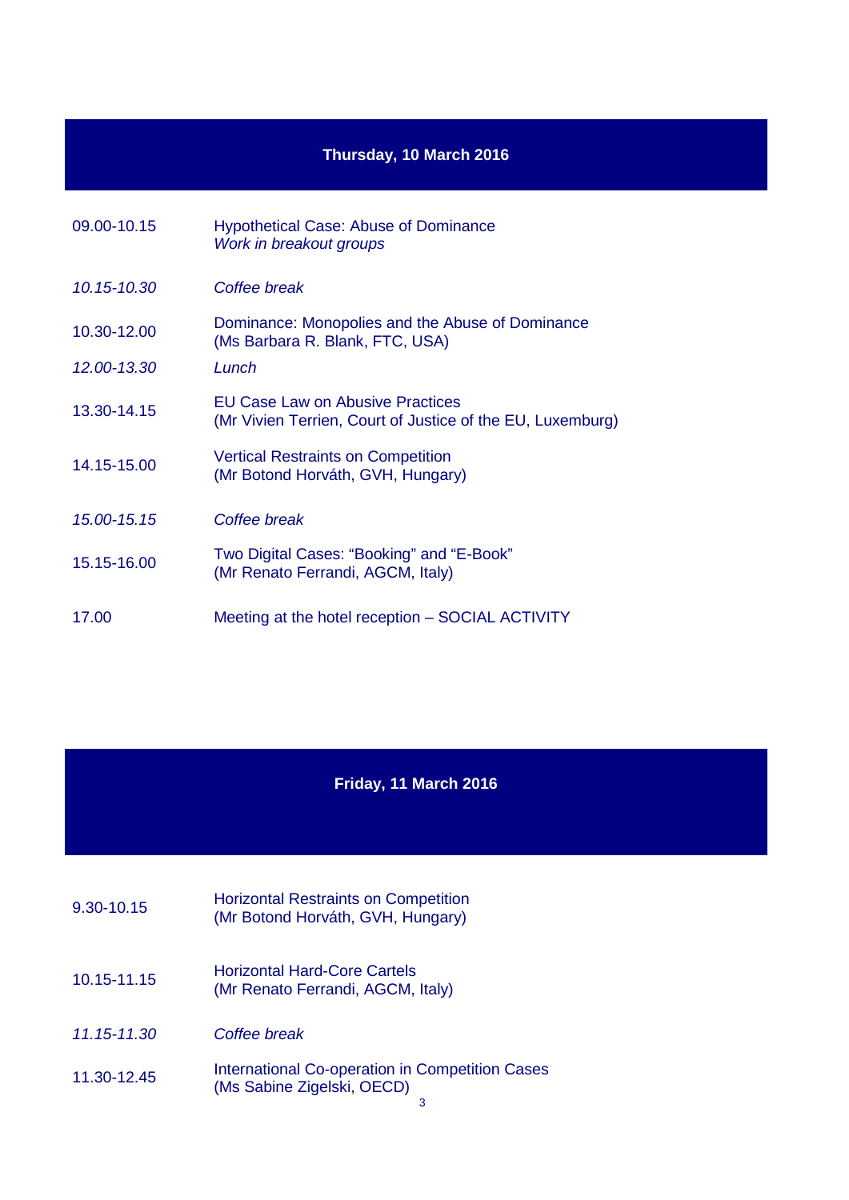## Thursday, 10 March 2016

| | |
|---|---|
| 09.00-10.15 | Hypothetical Case: Abuse of Dominance<br>*Work in breakout groups* |
| *10.15-10.30* | *Coffee break* |
| 10.30-12.00 | Dominance: Monopolies and the Abuse of Dominance<br>(Ms Barbara R. Blank, FTC, USA) |
| *12.00-13.30* | *Lunch* |
| 13.30-14.15 | EU Case Law on Abusive Practices<br>(Mr Vivien Terrien, Court of Justice of the EU, Luxemburg) |
| 14.15-15.00 | Vertical Restraints on Competition<br>(Mr Botond Horváth, GVH, Hungary) |
| *15.00-15.15* | *Coffee break* |
| 15.15-16.00 | Two Digital Cases: "Booking" and "E-Book"<br>(Mr Renato Ferrandi, AGCM, Italy) |
| 17.00 | Meeting at the hotel reception – SOCIAL ACTIVITY |

## Friday, 11 March 2016

| | |
|---|---|
| 9.30-10.15 | Horizontal Restraints on Competition<br>(Mr Botond Horváth, GVH, Hungary) |
| 10.15-11.15 | Horizontal Hard-Core Cartels<br>(Mr Renato Ferrandi, AGCM, Italy) |
| *11.15-11.30* | *Coffee break* |
| 11.30-12.45 | International Co-operation in Competition Cases<br>(Ms Sabine Zigelski, OECD) |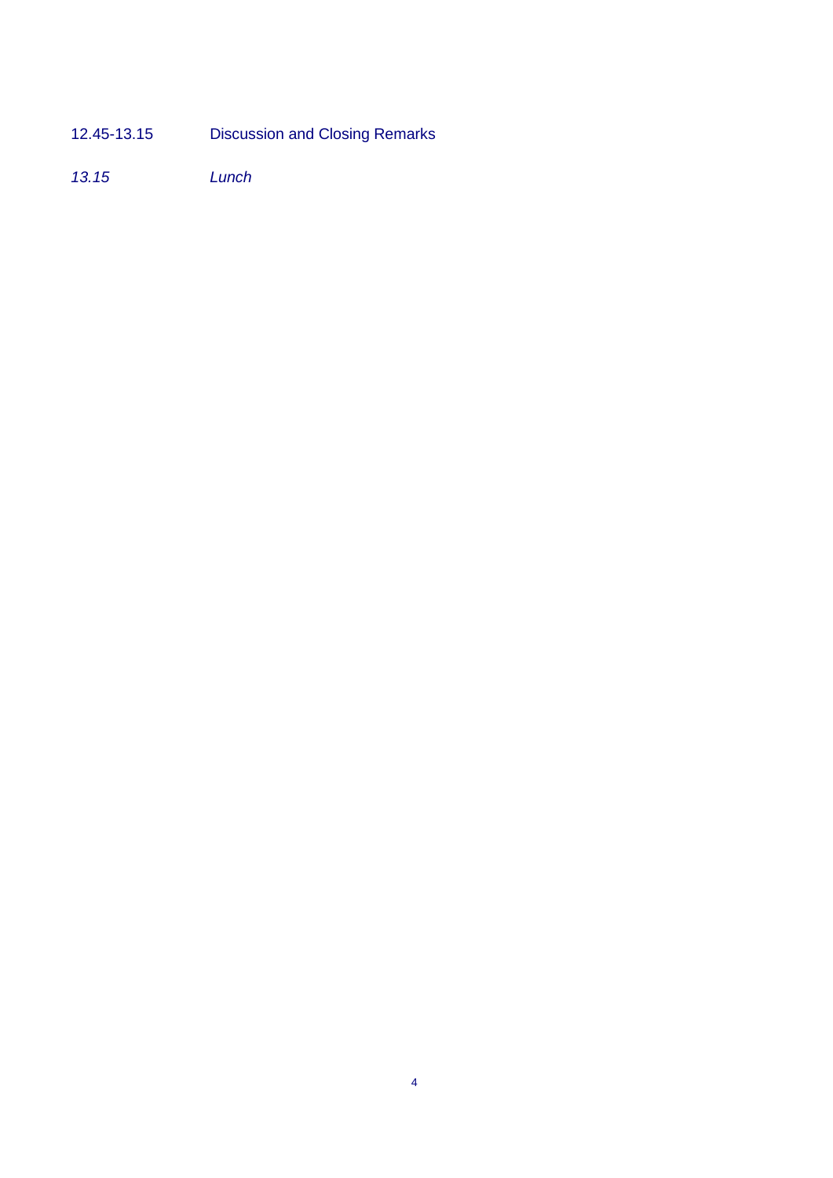| | |
|---|---|
| 12.45-13.15 | Discussion and Closing Remarks |
| *13.15* | *Lunch* |